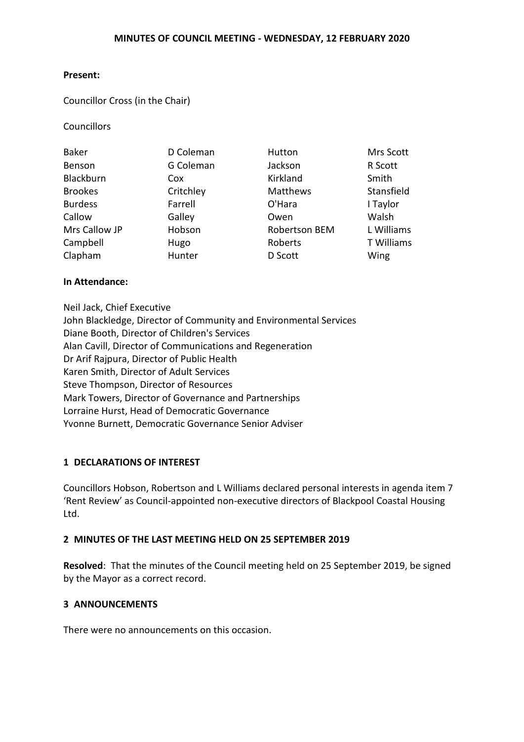# MINUTES OF COUNCIL MEETING - WEDNESDAY, 12 FEBRUARY 2020

**Present:**

Councillor Cross (in the Chair)

Councillors

| | | | |
|---|---|---|---|
| Baker | D Coleman | Hutton | Mrs Scott |
| Benson | G Coleman | Jackson | R Scott |
| Blackburn | Cox | Kirkland | Smith |
| Brookes | Critchley | Matthews | Stansfield |
| Burdess | Farrell | O'Hara | I Taylor |
| Callow | Galley | Owen | Walsh |
| Mrs Callow JP | Hobson | Robertson BEM | L Williams |
| Campbell | Hugo | Roberts | T Williams |
| Clapham | Hunter | D Scott | Wing |

**In Attendance:**

Neil Jack, Chief Executive
John Blackledge, Director of Community and Environmental Services
Diane Booth, Director of Children's Services
Alan Cavill, Director of Communications and Regeneration
Dr Arif Rajpura, Director of Public Health
Karen Smith, Director of Adult Services
Steve Thompson, Director of Resources
Mark Towers, Director of Governance and Partnerships
Lorraine Hurst, Head of Democratic Governance
Yvonne Burnett, Democratic Governance Senior Adviser

## 1 DECLARATIONS OF INTEREST

Councillors Hobson, Robertson and L Williams declared personal interests in agenda item 7 'Rent Review' as Council-appointed non-executive directors of Blackpool Coastal Housing Ltd.

## 2 MINUTES OF THE LAST MEETING HELD ON 25 SEPTEMBER 2019

**Resolved**: That the minutes of the Council meeting held on 25 September 2019, be signed by the Mayor as a correct record.

## 3 ANNOUNCEMENTS

There were no announcements on this occasion.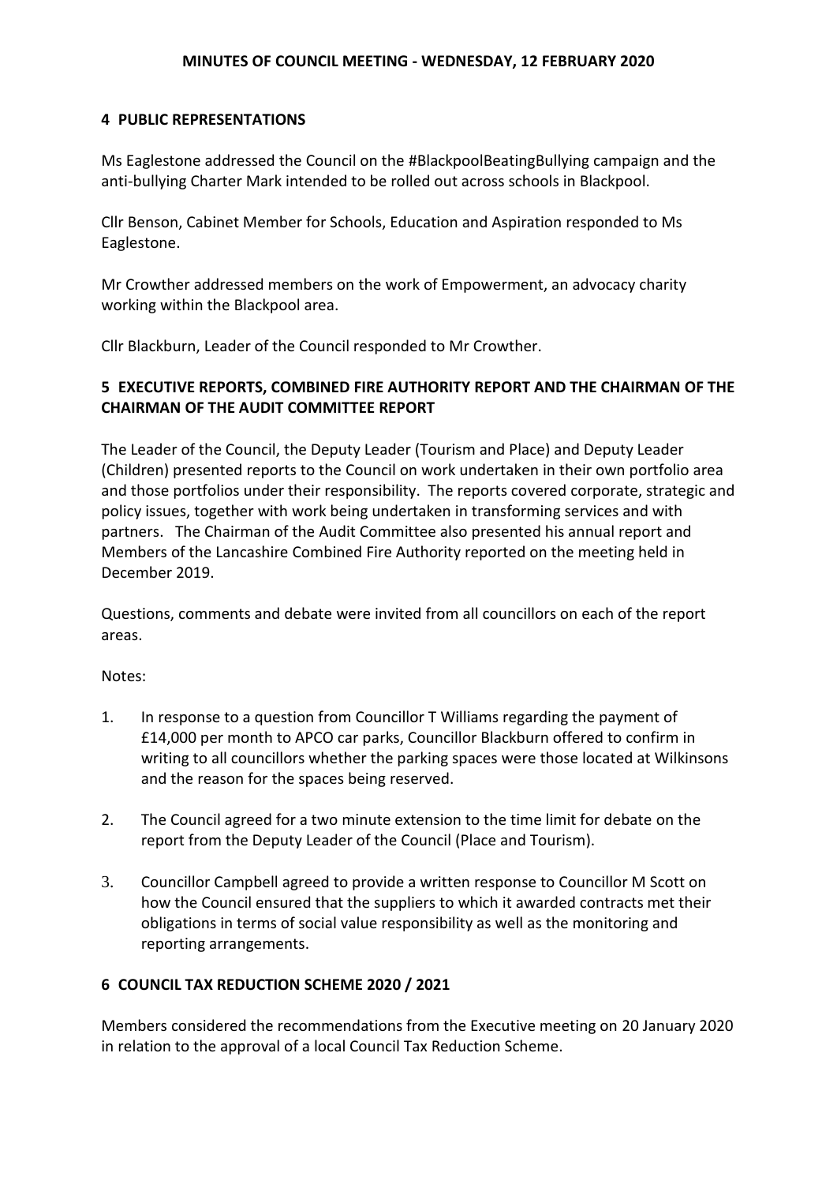## 4 PUBLIC REPRESENTATIONS

Ms Eaglestone addressed the Council on the #BlackpoolBeatingBullying campaign and the anti-bullying Charter Mark intended to be rolled out across schools in Blackpool.

Cllr Benson, Cabinet Member for Schools, Education and Aspiration responded to Ms Eaglestone.

Mr Crowther addressed members on the work of Empowerment, an advocacy charity working within the Blackpool area.

Cllr Blackburn, Leader of the Council responded to Mr Crowther.

## 5 EXECUTIVE REPORTS, COMBINED FIRE AUTHORITY REPORT AND THE CHAIRMAN OF THE CHAIRMAN OF THE AUDIT COMMITTEE REPORT

The Leader of the Council, the Deputy Leader (Tourism and Place) and Deputy Leader (Children) presented reports to the Council on work undertaken in their own portfolio area and those portfolios under their responsibility. The reports covered corporate, strategic and policy issues, together with work being undertaken in transforming services and with partners. The Chairman of the Audit Committee also presented his annual report and Members of the Lancashire Combined Fire Authority reported on the meeting held in December 2019.

Questions, comments and debate were invited from all councillors on each of the report areas.

Notes:

1. In response to a question from Councillor T Williams regarding the payment of £14,000 per month to APCO car parks, Councillor Blackburn offered to confirm in writing to all councillors whether the parking spaces were those located at Wilkinsons and the reason for the spaces being reserved.

2. The Council agreed for a two minute extension to the time limit for debate on the report from the Deputy Leader of the Council (Place and Tourism).

3. Councillor Campbell agreed to provide a written response to Councillor M Scott on how the Council ensured that the suppliers to which it awarded contracts met their obligations in terms of social value responsibility as well as the monitoring and reporting arrangements.

## 6 COUNCIL TAX REDUCTION SCHEME 2020 / 2021

Members considered the recommendations from the Executive meeting on 20 January 2020 in relation to the approval of a local Council Tax Reduction Scheme.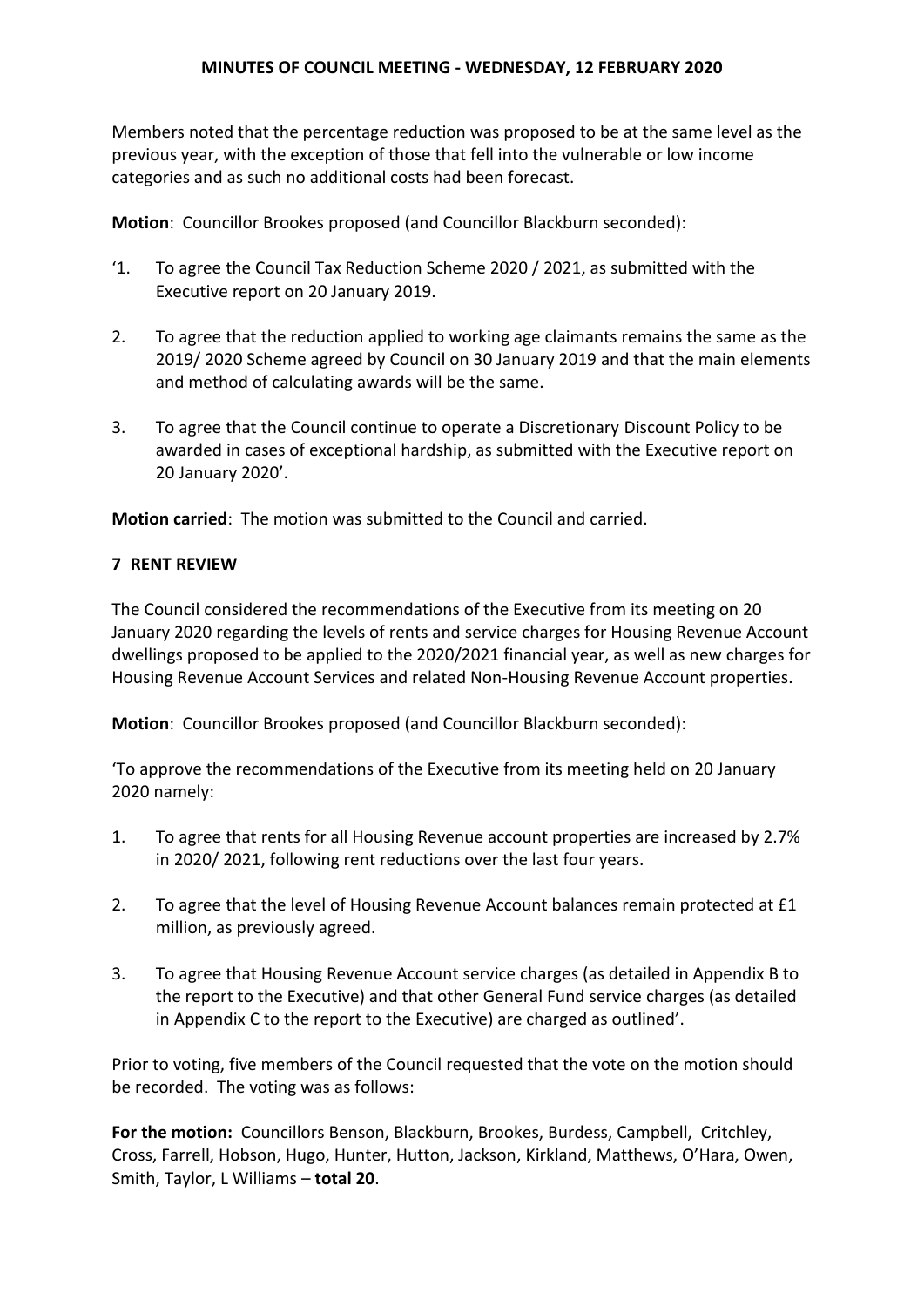Members noted that the percentage reduction was proposed to be at the same level as the previous year, with the exception of those that fell into the vulnerable or low income categories and as such no additional costs had been forecast.

**Motion**: Councillor Brookes proposed (and Councillor Blackburn seconded):

'1. To agree the Council Tax Reduction Scheme 2020 / 2021, as submitted with the Executive report on 20 January 2019.

2. To agree that the reduction applied to working age claimants remains the same as the 2019/ 2020 Scheme agreed by Council on 30 January 2019 and that the main elements and method of calculating awards will be the same.

3. To agree that the Council continue to operate a Discretionary Discount Policy to be awarded in cases of exceptional hardship, as submitted with the Executive report on 20 January 2020'.

**Motion carried**: The motion was submitted to the Council and carried.

## 7 RENT REVIEW

The Council considered the recommendations of the Executive from its meeting on 20 January 2020 regarding the levels of rents and service charges for Housing Revenue Account dwellings proposed to be applied to the 2020/2021 financial year, as well as new charges for Housing Revenue Account Services and related Non-Housing Revenue Account properties.

**Motion**: Councillor Brookes proposed (and Councillor Blackburn seconded):

'To approve the recommendations of the Executive from its meeting held on 20 January 2020 namely:

1. To agree that rents for all Housing Revenue account properties are increased by 2.7% in 2020/ 2021, following rent reductions over the last four years.

2. To agree that the level of Housing Revenue Account balances remain protected at £1 million, as previously agreed.

3. To agree that Housing Revenue Account service charges (as detailed in Appendix B to the report to the Executive) and that other General Fund service charges (as detailed in Appendix C to the report to the Executive) are charged as outlined'.

Prior to voting, five members of the Council requested that the vote on the motion should be recorded. The voting was as follows:

**For the motion:** Councillors Benson, Blackburn, Brookes, Burdess, Campbell, Critchley, Cross, Farrell, Hobson, Hugo, Hunter, Hutton, Jackson, Kirkland, Matthews, O'Hara, Owen, Smith, Taylor, L Williams – **total 20**.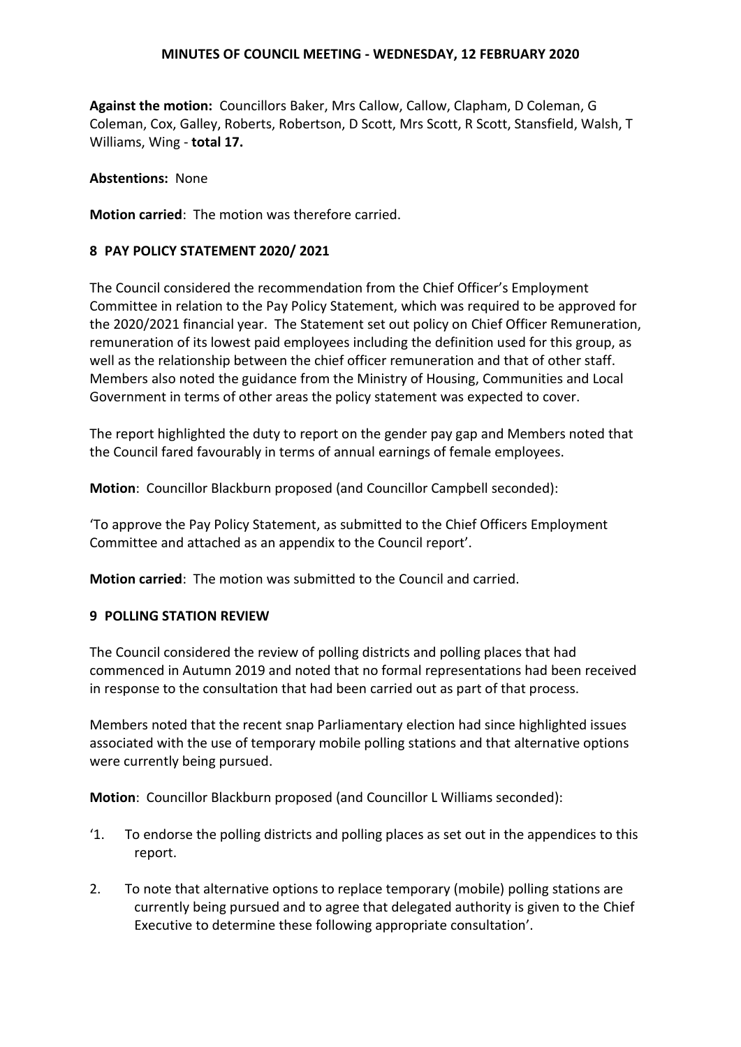**Against the motion:** Councillors Baker, Mrs Callow, Callow, Clapham, D Coleman, G Coleman, Cox, Galley, Roberts, Robertson, D Scott, Mrs Scott, R Scott, Stansfield, Walsh, T Williams, Wing - **total 17.**

**Abstentions:** None

**Motion carried**: The motion was therefore carried.

## 8 PAY POLICY STATEMENT 2020/ 2021

The Council considered the recommendation from the Chief Officer's Employment Committee in relation to the Pay Policy Statement, which was required to be approved for the 2020/2021 financial year. The Statement set out policy on Chief Officer Remuneration, remuneration of its lowest paid employees including the definition used for this group, as well as the relationship between the chief officer remuneration and that of other staff. Members also noted the guidance from the Ministry of Housing, Communities and Local Government in terms of other areas the policy statement was expected to cover.

The report highlighted the duty to report on the gender pay gap and Members noted that the Council fared favourably in terms of annual earnings of female employees.

**Motion**: Councillor Blackburn proposed (and Councillor Campbell seconded):

'To approve the Pay Policy Statement, as submitted to the Chief Officers Employment Committee and attached as an appendix to the Council report'.

**Motion carried**: The motion was submitted to the Council and carried.

## 9 POLLING STATION REVIEW

The Council considered the review of polling districts and polling places that had commenced in Autumn 2019 and noted that no formal representations had been received in response to the consultation that had been carried out as part of that process.

Members noted that the recent snap Parliamentary election had since highlighted issues associated with the use of temporary mobile polling stations and that alternative options were currently being pursued.

**Motion**: Councillor Blackburn proposed (and Councillor L Williams seconded):

'1. To endorse the polling districts and polling places as set out in the appendices to this report.

2. To note that alternative options to replace temporary (mobile) polling stations are currently being pursued and to agree that delegated authority is given to the Chief Executive to determine these following appropriate consultation'.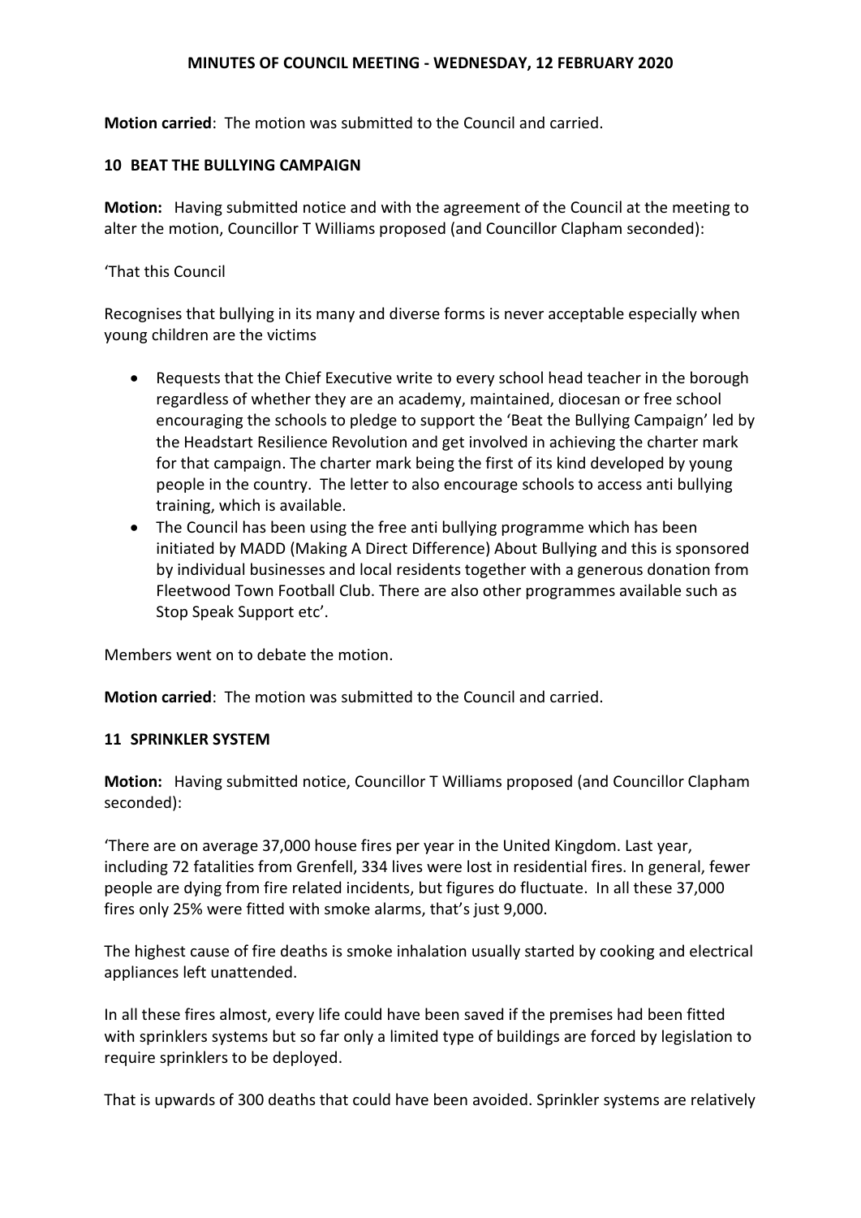**Motion carried**: The motion was submitted to the Council and carried.

## 10 BEAT THE BULLYING CAMPAIGN

**Motion:** Having submitted notice and with the agreement of the Council at the meeting to alter the motion, Councillor T Williams proposed (and Councillor Clapham seconded):

'That this Council

Recognises that bullying in its many and diverse forms is never acceptable especially when young children are the victims

- Requests that the Chief Executive write to every school head teacher in the borough regardless of whether they are an academy, maintained, diocesan or free school encouraging the schools to pledge to support the 'Beat the Bullying Campaign' led by the Headstart Resilience Revolution and get involved in achieving the charter mark for that campaign. The charter mark being the first of its kind developed by young people in the country. The letter to also encourage schools to access anti bullying training, which is available.
- The Council has been using the free anti bullying programme which has been initiated by MADD (Making A Direct Difference) About Bullying and this is sponsored by individual businesses and local residents together with a generous donation from Fleetwood Town Football Club. There are also other programmes available such as Stop Speak Support etc'.

Members went on to debate the motion.

**Motion carried**: The motion was submitted to the Council and carried.

## 11 SPRINKLER SYSTEM

**Motion:** Having submitted notice, Councillor T Williams proposed (and Councillor Clapham seconded):

'There are on average 37,000 house fires per year in the United Kingdom. Last year, including 72 fatalities from Grenfell, 334 lives were lost in residential fires. In general, fewer people are dying from fire related incidents, but figures do fluctuate. In all these 37,000 fires only 25% were fitted with smoke alarms, that's just 9,000.

The highest cause of fire deaths is smoke inhalation usually started by cooking and electrical appliances left unattended.

In all these fires almost, every life could have been saved if the premises had been fitted with sprinklers systems but so far only a limited type of buildings are forced by legislation to require sprinklers to be deployed.

That is upwards of 300 deaths that could have been avoided. Sprinkler systems are relatively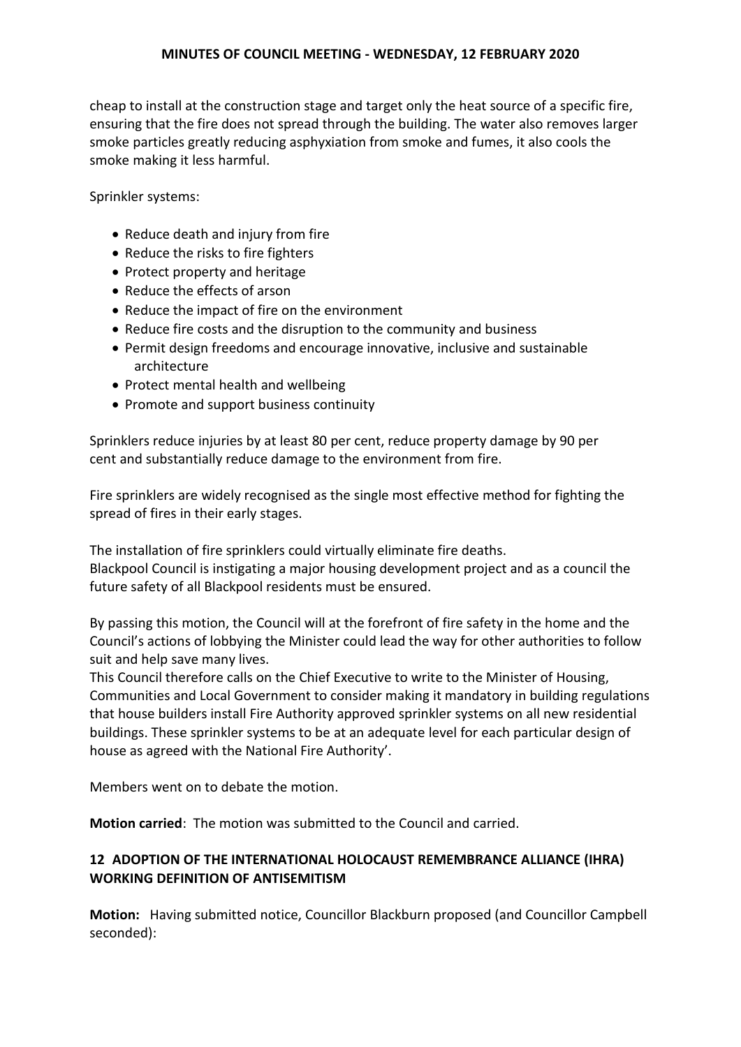cheap to install at the construction stage and target only the heat source of a specific fire, ensuring that the fire does not spread through the building. The water also removes larger smoke particles greatly reducing asphyxiation from smoke and fumes, it also cools the smoke making it less harmful.

Sprinkler systems:

- Reduce death and injury from fire
- Reduce the risks to fire fighters
- Protect property and heritage
- Reduce the effects of arson
- Reduce the impact of fire on the environment
- Reduce fire costs and the disruption to the community and business
- Permit design freedoms and encourage innovative, inclusive and sustainable architecture
- Protect mental health and wellbeing
- Promote and support business continuity

Sprinklers reduce injuries by at least 80 per cent, reduce property damage by 90 per cent and substantially reduce damage to the environment from fire.

Fire sprinklers are widely recognised as the single most effective method for fighting the spread of fires in their early stages.

The installation of fire sprinklers could virtually eliminate fire deaths.
Blackpool Council is instigating a major housing development project and as a council the future safety of all Blackpool residents must be ensured.

By passing this motion, the Council will at the forefront of fire safety in the home and the Council's actions of lobbying the Minister could lead the way for other authorities to follow suit and help save many lives.
This Council therefore calls on the Chief Executive to write to the Minister of Housing, Communities and Local Government to consider making it mandatory in building regulations that house builders install Fire Authority approved sprinkler systems on all new residential buildings. These sprinkler systems to be at an adequate level for each particular design of house as agreed with the National Fire Authority'.

Members went on to debate the motion.

**Motion carried**: The motion was submitted to the Council and carried.

## 12 ADOPTION OF THE INTERNATIONAL HOLOCAUST REMEMBRANCE ALLIANCE (IHRA) WORKING DEFINITION OF ANTISEMITISM

**Motion:** Having submitted notice, Councillor Blackburn proposed (and Councillor Campbell seconded):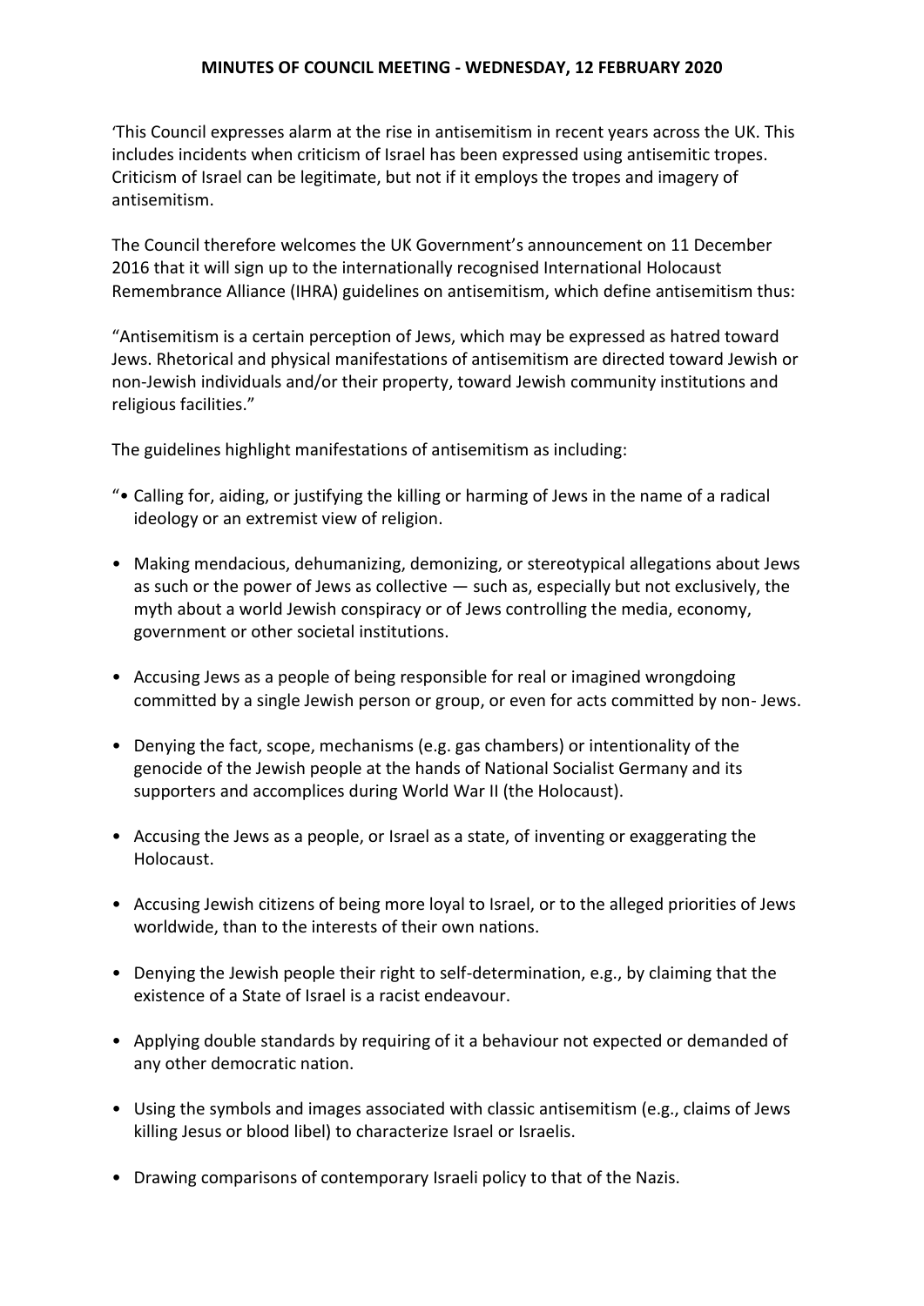**MINUTES OF COUNCIL MEETING - WEDNESDAY, 12 FEBRUARY 2020**

'This Council expresses alarm at the rise in antisemitism in recent years across the UK. This includes incidents when criticism of Israel has been expressed using antisemitic tropes. Criticism of Israel can be legitimate, but not if it employs the tropes and imagery of antisemitism.

The Council therefore welcomes the UK Government's announcement on 11 December 2016 that it will sign up to the internationally recognised International Holocaust Remembrance Alliance (IHRA) guidelines on antisemitism, which define antisemitism thus:

"Antisemitism is a certain perception of Jews, which may be expressed as hatred toward Jews. Rhetorical and physical manifestations of antisemitism are directed toward Jewish or non-Jewish individuals and/or their property, toward Jewish community institutions and religious facilities."

The guidelines highlight manifestations of antisemitism as including:

- "Calling for, aiding, or justifying the killing or harming of Jews in the name of a radical ideology or an extremist view of religion.
- Making mendacious, dehumanizing, demonizing, or stereotypical allegations about Jews as such or the power of Jews as collective — such as, especially but not exclusively, the myth about a world Jewish conspiracy or of Jews controlling the media, economy, government or other societal institutions.
- Accusing Jews as a people of being responsible for real or imagined wrongdoing committed by a single Jewish person or group, or even for acts committed by non- Jews.
- Denying the fact, scope, mechanisms (e.g. gas chambers) or intentionality of the genocide of the Jewish people at the hands of National Socialist Germany and its supporters and accomplices during World War II (the Holocaust).
- Accusing the Jews as a people, or Israel as a state, of inventing or exaggerating the Holocaust.
- Accusing Jewish citizens of being more loyal to Israel, or to the alleged priorities of Jews worldwide, than to the interests of their own nations.
- Denying the Jewish people their right to self-determination, e.g., by claiming that the existence of a State of Israel is a racist endeavour.
- Applying double standards by requiring of it a behaviour not expected or demanded of any other democratic nation.
- Using the symbols and images associated with classic antisemitism (e.g., claims of Jews killing Jesus or blood libel) to characterize Israel or Israelis.
- Drawing comparisons of contemporary Israeli policy to that of the Nazis.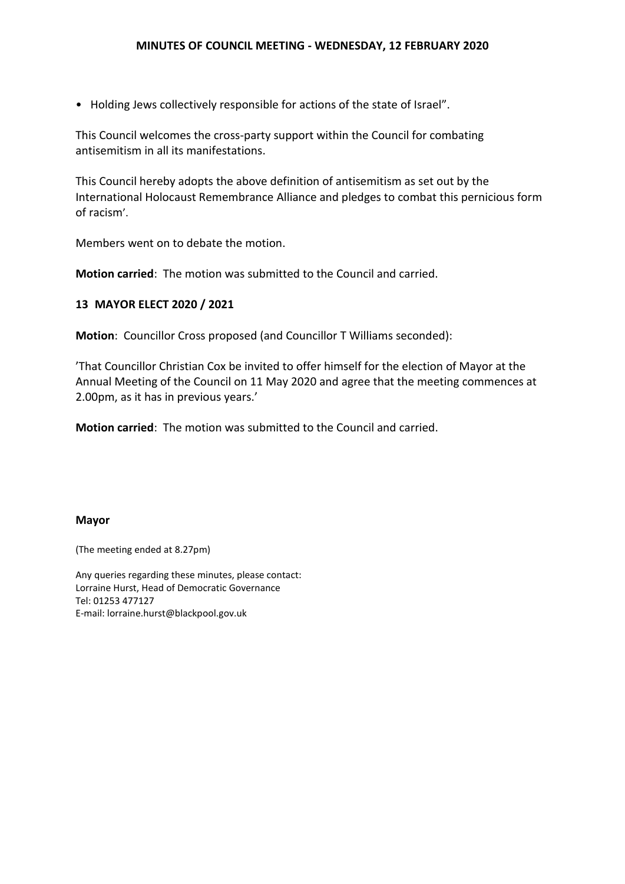- Holding Jews collectively responsible for actions of the state of Israel".

This Council welcomes the cross-party support within the Council for combating antisemitism in all its manifestations.

This Council hereby adopts the above definition of antisemitism as set out by the International Holocaust Remembrance Alliance and pledges to combat this pernicious form of racism'.

Members went on to debate the motion.

**Motion carried**: The motion was submitted to the Council and carried.

## 13 MAYOR ELECT 2020 / 2021

**Motion**: Councillor Cross proposed (and Councillor T Williams seconded):

'That Councillor Christian Cox be invited to offer himself for the election of Mayor at the Annual Meeting of the Council on 11 May 2020 and agree that the meeting commences at 2.00pm, as it has in previous years.'

**Motion carried**: The motion was submitted to the Council and carried.

**Mayor**

(The meeting ended at 8.27pm)

Any queries regarding these minutes, please contact:
Lorraine Hurst, Head of Democratic Governance
Tel: 01253 477127
E-mail: lorraine.hurst@blackpool.gov.uk